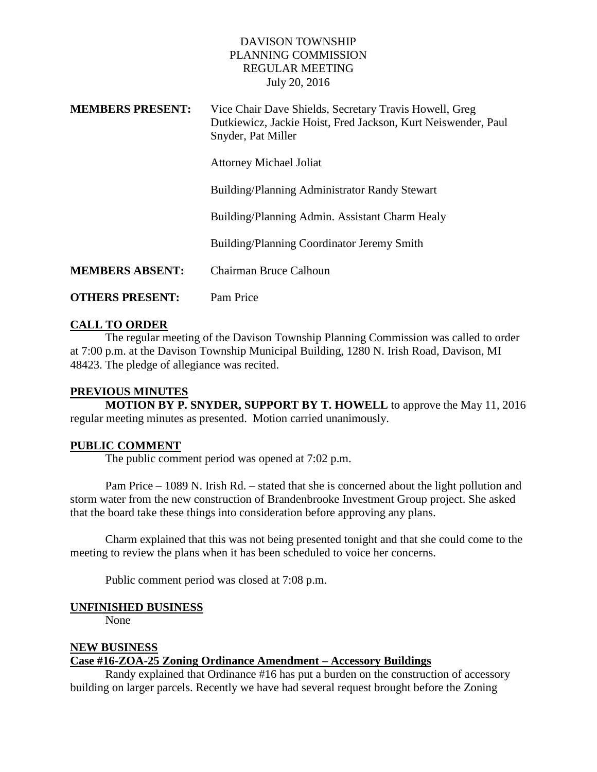DAVISON TOWNSHIP
PLANNING COMMISSION
REGULAR MEETING
July 20, 2016

**MEMBERS PRESENT:** Vice Chair Dave Shields, Secretary Travis Howell, Greg Dutkiewicz, Jackie Hoist, Fred Jackson, Kurt Neiswender, Paul Snyder, Pat Miller

Attorney Michael Joliat

Building/Planning Administrator Randy Stewart

Building/Planning Admin. Assistant Charm Healy

Building/Planning Coordinator Jeremy Smith

**MEMBERS ABSENT:** Chairman Bruce Calhoun

**OTHERS PRESENT:** Pam Price

## CALL TO ORDER

The regular meeting of the Davison Township Planning Commission was called to order at 7:00 p.m. at the Davison Township Municipal Building, 1280 N. Irish Road, Davison, MI 48423. The pledge of allegiance was recited.

## PREVIOUS MINUTES

**MOTION BY P. SNYDER, SUPPORT BY T. HOWELL** to approve the May 11, 2016 regular meeting minutes as presented. Motion carried unanimously.

## PUBLIC COMMENT

The public comment period was opened at 7:02 p.m.

Pam Price – 1089 N. Irish Rd. – stated that she is concerned about the light pollution and storm water from the new construction of Brandenbrooke Investment Group project. She asked that the board take these things into consideration before approving any plans.

Charm explained that this was not being presented tonight and that she could come to the meeting to review the plans when it has been scheduled to voice her concerns.

Public comment period was closed at 7:08 p.m.

## UNFINISHED BUSINESS

None

## NEW BUSINESS

### Case #16-ZOA-25 Zoning Ordinance Amendment – Accessory Buildings

Randy explained that Ordinance #16 has put a burden on the construction of accessory building on larger parcels. Recently we have had several request brought before the Zoning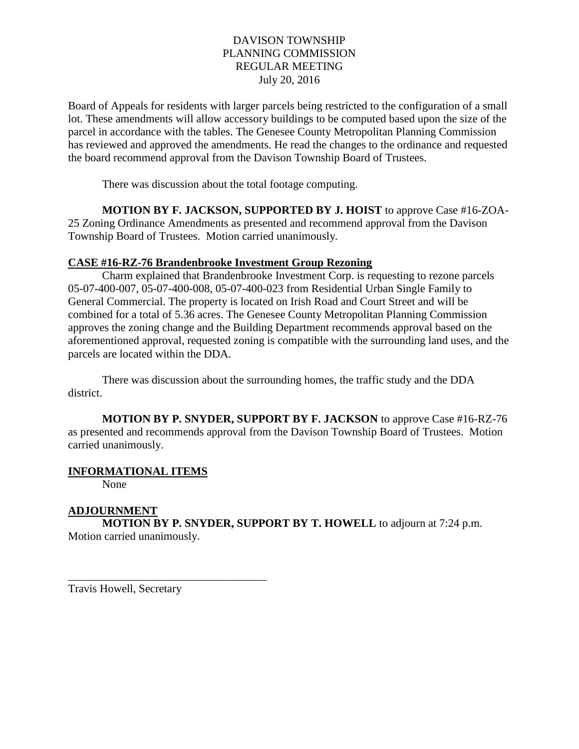DAVISON TOWNSHIP
PLANNING COMMISSION
REGULAR MEETING
July 20, 2016

Board of Appeals for residents with larger parcels being restricted to the configuration of a small lot. These amendments will allow accessory buildings to be computed based upon the size of the parcel in accordance with the tables. The Genesee County Metropolitan Planning Commission has reviewed and approved the amendments. He read the changes to the ordinance and requested the board recommend approval from the Davison Township Board of Trustees.

There was discussion about the total footage computing.

**MOTION BY F. JACKSON, SUPPORTED BY J. HOIST** to approve Case #16-ZOA-25 Zoning Ordinance Amendments as presented and recommend approval from the Davison Township Board of Trustees. Motion carried unanimously.

**CASE #16-RZ-76 Brandenbrooke Investment Group Rezoning**

Charm explained that Brandenbrooke Investment Corp. is requesting to rezone parcels 05-07-400-007, 05-07-400-008, 05-07-400-023 from Residential Urban Single Family to General Commercial. The property is located on Irish Road and Court Street and will be combined for a total of 5.36 acres. The Genesee County Metropolitan Planning Commission approves the zoning change and the Building Department recommends approval based on the aforementioned approval, requested zoning is compatible with the surrounding land uses, and the parcels are located within the DDA.

There was discussion about the surrounding homes, the traffic study and the DDA district.

**MOTION BY P. SNYDER, SUPPORT BY F. JACKSON** to approve Case #16-RZ-76 as presented and recommends approval from the Davison Township Board of Trustees. Motion carried unanimously.

**INFORMATIONAL ITEMS**

None

**ADJOURNMENT**

**MOTION BY P. SNYDER, SUPPORT BY T. HOWELL** to adjourn at 7:24 p.m. Motion carried unanimously.

___________________________________
Travis Howell, Secretary